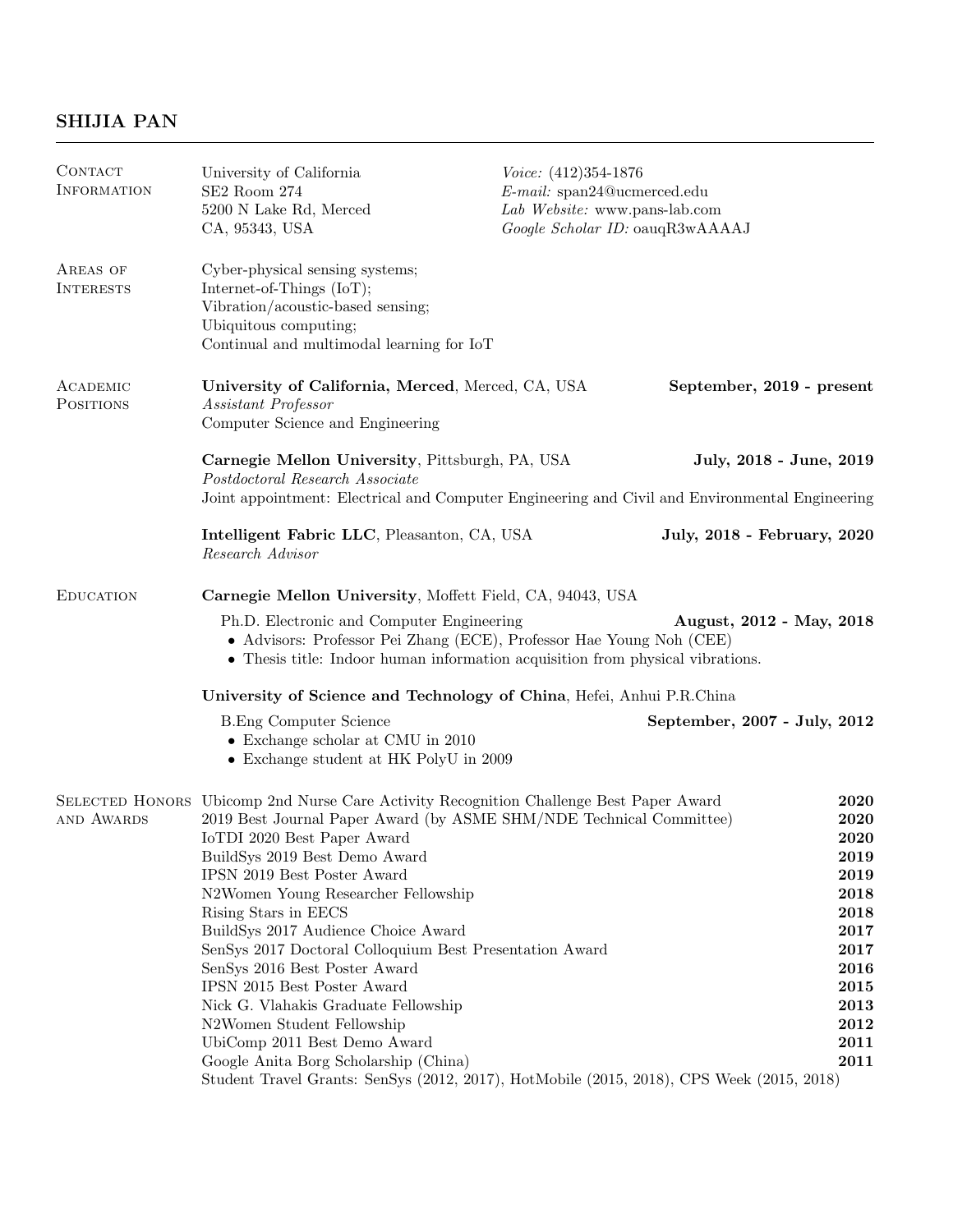# SHIJIA PAN

## Contact Information

University of California
SE2 Room 274
5200 N Lake Rd, Merced
CA, 95343, USA

*Voice:* (412)354-1876
*E-mail:* span24@ucmerced.edu
*Lab Website:* www.pans-lab.com
*Google Scholar ID:* oauqR3wAAAAJ

## Areas of Interests

Cyber-physical sensing systems;
Internet-of-Things (IoT);
Vibration/acoustic-based sensing;
Ubiquitous computing;
Continual and multimodal learning for IoT

## Academic Positions

**University of California, Merced**, Merced, CA, USA — **September, 2019 - present**
*Assistant Professor*
Computer Science and Engineering

**Carnegie Mellon University**, Pittsburgh, PA, USA — **July, 2018 - June, 2019**
*Postdoctoral Research Associate*
Joint appointment: Electrical and Computer Engineering and Civil and Environmental Engineering

**Intelligent Fabric LLC**, Pleasanton, CA, USA — **July, 2018 - February, 2020**
*Research Advisor*

## Education

**Carnegie Mellon University**, Moffett Field, CA, 94043, USA

Ph.D. Electronic and Computer Engineering — **August, 2012 - May, 2018**
- Advisors: Professor Pei Zhang (ECE), Professor Hae Young Noh (CEE)
- Thesis title: Indoor human information acquisition from physical vibrations.

**University of Science and Technology of China**, Hefei, Anhui P.R.China

B.Eng Computer Science — **September, 2007 - July, 2012**
- Exchange scholar at CMU in 2010
- Exchange student at HK PolyU in 2009

## Selected Honors and Awards

| Award | Year |
|---|---|
| Ubicomp 2nd Nurse Care Activity Recognition Challenge Best Paper Award | **2020** |
| 2019 Best Journal Paper Award (by ASME SHM/NDE Technical Committee) | **2020** |
| IoTDI 2020 Best Paper Award | **2020** |
| BuildSys 2019 Best Demo Award | **2019** |
| IPSN 2019 Best Poster Award | **2019** |
| N2Women Young Researcher Fellowship | **2018** |
| Rising Stars in EECS | **2018** |
| BuildSys 2017 Audience Choice Award | **2017** |
| SenSys 2017 Doctoral Colloquium Best Presentation Award | **2017** |
| SenSys 2016 Best Poster Award | **2016** |
| IPSN 2015 Best Poster Award | **2015** |
| Nick G. Vlahakis Graduate Fellowship | **2013** |
| N2Women Student Fellowship | **2012** |
| UbiComp 2011 Best Demo Award | **2011** |
| Google Anita Borg Scholarship (China) | **2011** |

Student Travel Grants: SenSys (2012, 2017), HotMobile (2015, 2018), CPS Week (2015, 2018)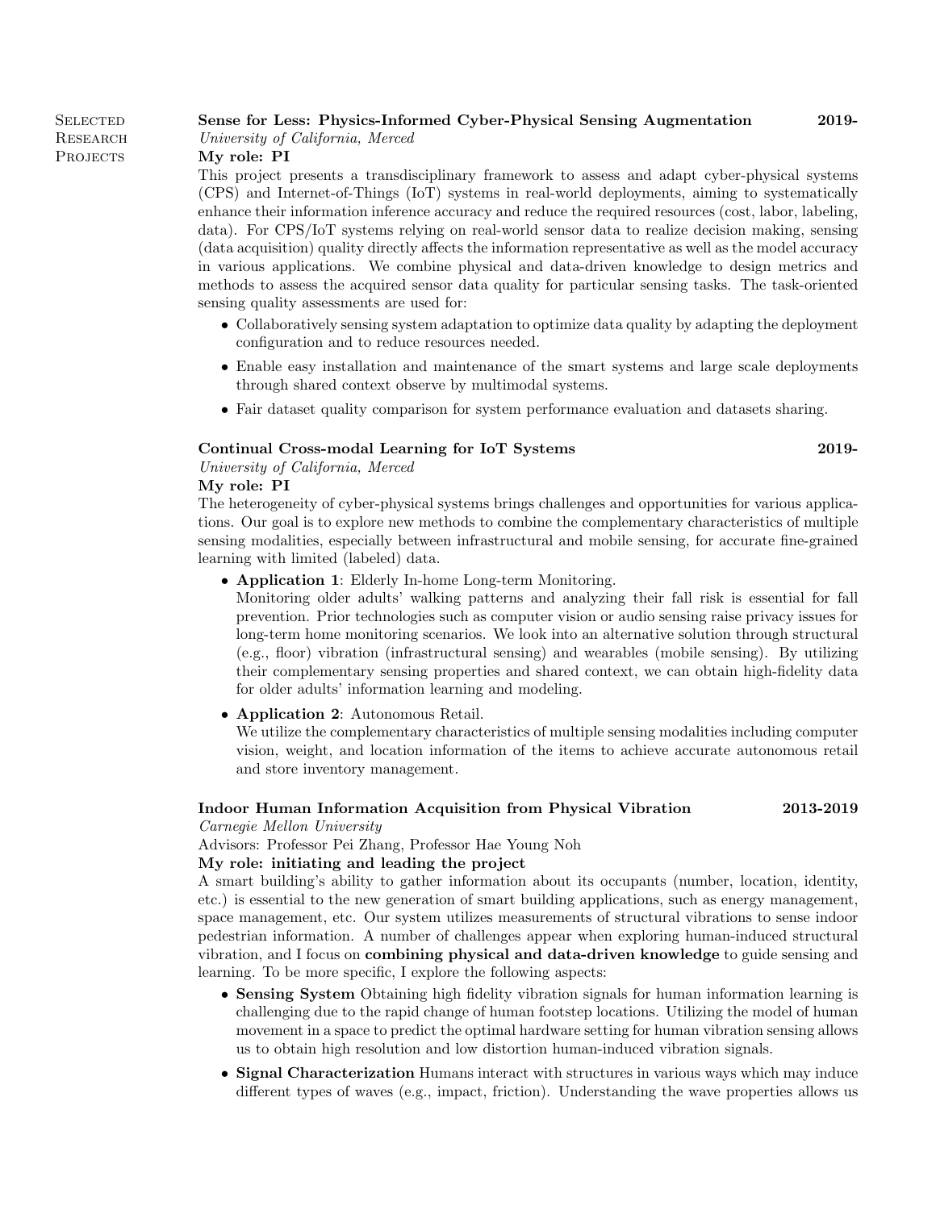## Selected Research Projects

### Sense for Less: Physics-Informed Cyber-Physical Sensing Augmentation — 2019-

*University of California, Merced*

**My role: PI**

This project presents a transdisciplinary framework to assess and adapt cyber-physical systems (CPS) and Internet-of-Things (IoT) systems in real-world deployments, aiming to systematically enhance their information inference accuracy and reduce the required resources (cost, labor, labeling, data). For CPS/IoT systems relying on real-world sensor data to realize decision making, sensing (data acquisition) quality directly affects the information representative as well as the model accuracy in various applications. We combine physical and data-driven knowledge to design metrics and methods to assess the acquired sensor data quality for particular sensing tasks. The task-oriented sensing quality assessments are used for:

- Collaboratively sensing system adaptation to optimize data quality by adapting the deployment configuration and to reduce resources needed.
- Enable easy installation and maintenance of the smart systems and large scale deployments through shared context observe by multimodal systems.
- Fair dataset quality comparison for system performance evaluation and datasets sharing.

### Continual Cross-modal Learning for IoT Systems — 2019-

*University of California, Merced*

**My role: PI**

The heterogeneity of cyber-physical systems brings challenges and opportunities for various applications. Our goal is to explore new methods to combine the complementary characteristics of multiple sensing modalities, especially between infrastructural and mobile sensing, for accurate fine-grained learning with limited (labeled) data.

- **Application 1**: Elderly In-home Long-term Monitoring.
  Monitoring older adults' walking patterns and analyzing their fall risk is essential for fall prevention. Prior technologies such as computer vision or audio sensing raise privacy issues for long-term home monitoring scenarios. We look into an alternative solution through structural (e.g., floor) vibration (infrastructural sensing) and wearables (mobile sensing). By utilizing their complementary sensing properties and shared context, we can obtain high-fidelity data for older adults' information learning and modeling.
- **Application 2**: Autonomous Retail.
  We utilize the complementary characteristics of multiple sensing modalities including computer vision, weight, and location information of the items to achieve accurate autonomous retail and store inventory management.

### Indoor Human Information Acquisition from Physical Vibration — 2013-2019

*Carnegie Mellon University*

Advisors: Professor Pei Zhang, Professor Hae Young Noh

**My role: initiating and leading the project**

A smart building's ability to gather information about its occupants (number, location, identity, etc.) is essential to the new generation of smart building applications, such as energy management, space management, etc. Our system utilizes measurements of structural vibrations to sense indoor pedestrian information. A number of challenges appear when exploring human-induced structural vibration, and I focus on **combining physical and data-driven knowledge** to guide sensing and learning. To be more specific, I explore the following aspects:

- **Sensing System** Obtaining high fidelity vibration signals for human information learning is challenging due to the rapid change of human footstep locations. Utilizing the model of human movement in a space to predict the optimal hardware setting for human vibration sensing allows us to obtain high resolution and low distortion human-induced vibration signals.
- **Signal Characterization** Humans interact with structures in various ways which may induce different types of waves (e.g., impact, friction). Understanding the wave properties allows us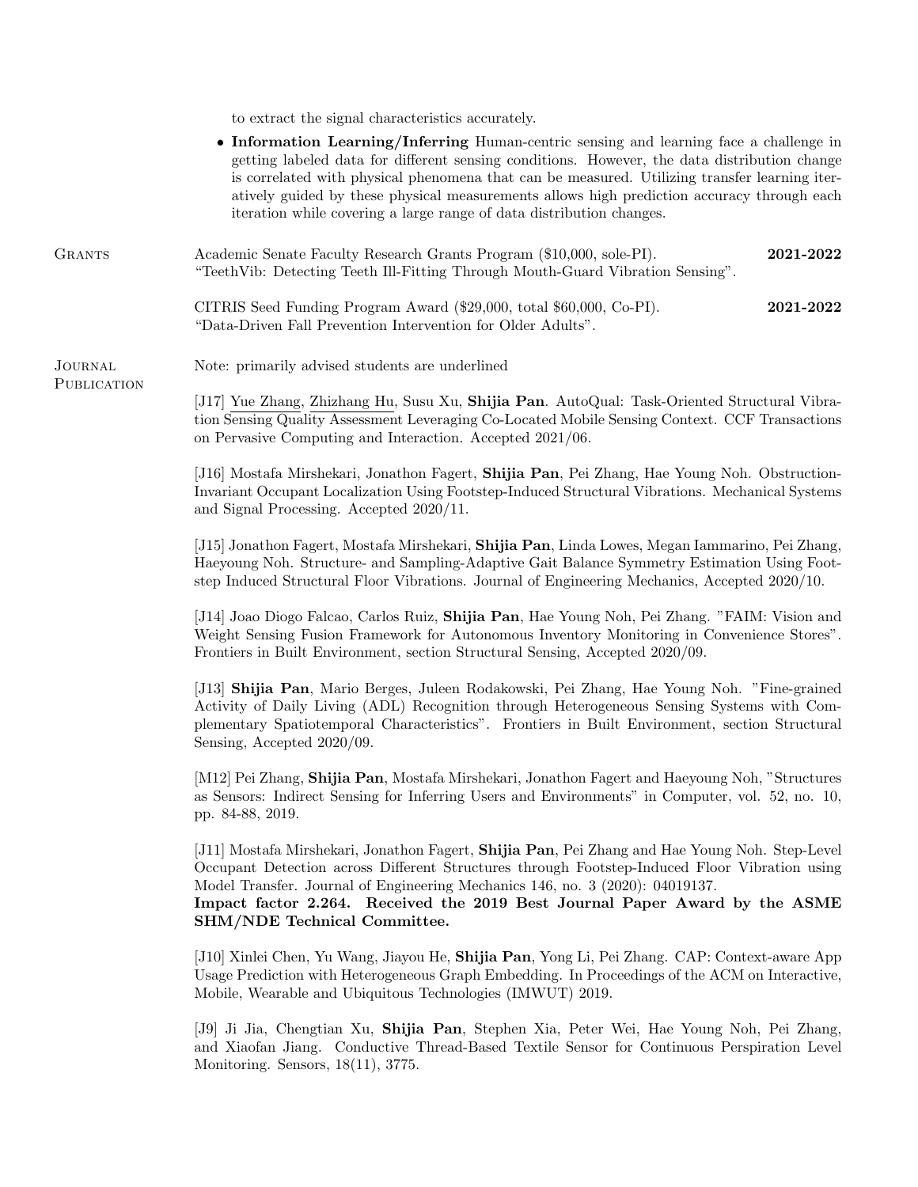to extract the signal characteristics accurately.

- **Information Learning/Inferring** Human-centric sensing and learning face a challenge in getting labeled data for different sensing conditions. However, the data distribution change is correlated with physical phenomena that can be measured. Utilizing transfer learning iteratively guided by these physical measurements allows high prediction accuracy through each iteration while covering a large range of data distribution changes.

## Grants

Academic Senate Faculty Research Grants Program ($10,000, sole-PI). **2021-2022**
"TeethVib: Detecting Teeth Ill-Fitting Through Mouth-Guard Vibration Sensing".

CITRIS Seed Funding Program Award ($29,000, total $60,000, Co-PI). **2021-2022**
"Data-Driven Fall Prevention Intervention for Older Adults".

## Journal Publication

Note: primarily advised students are underlined

[J17] <u>Yue Zhang</u>, <u>Zhizhang Hu</u>, Susu Xu, **Shijia Pan**. AutoQual: Task-Oriented Structural Vibration Sensing Quality Assessment Leveraging Co-Located Mobile Sensing Context. CCF Transactions on Pervasive Computing and Interaction. Accepted 2021/06.

[J16] Mostafa Mirshekari, Jonathon Fagert, **Shijia Pan**, Pei Zhang, Hae Young Noh. Obstruction-Invariant Occupant Localization Using Footstep-Induced Structural Vibrations. Mechanical Systems and Signal Processing. Accepted 2020/11.

[J15] Jonathon Fagert, Mostafa Mirshekari, **Shijia Pan**, Linda Lowes, Megan Iammarino, Pei Zhang, Haeyoung Noh. Structure- and Sampling-Adaptive Gait Balance Symmetry Estimation Using Footstep Induced Structural Floor Vibrations. Journal of Engineering Mechanics, Accepted 2020/10.

[J14] Joao Diogo Falcao, Carlos Ruiz, **Shijia Pan**, Hae Young Noh, Pei Zhang. "FAIM: Vision and Weight Sensing Fusion Framework for Autonomous Inventory Monitoring in Convenience Stores". Frontiers in Built Environment, section Structural Sensing, Accepted 2020/09.

[J13] **Shijia Pan**, Mario Berges, Juleen Rodakowski, Pei Zhang, Hae Young Noh. "Fine-grained Activity of Daily Living (ADL) Recognition through Heterogeneous Sensing Systems with Complementary Spatiotemporal Characteristics". Frontiers in Built Environment, section Structural Sensing, Accepted 2020/09.

[M12] Pei Zhang, **Shijia Pan**, Mostafa Mirshekari, Jonathon Fagert and Haeyoung Noh, "Structures as Sensors: Indirect Sensing for Inferring Users and Environments" in Computer, vol. 52, no. 10, pp. 84-88, 2019.

[J11] Mostafa Mirshekari, Jonathon Fagert, **Shijia Pan**, Pei Zhang and Hae Young Noh. Step-Level Occupant Detection across Different Structures through Footstep-Induced Floor Vibration using Model Transfer. Journal of Engineering Mechanics 146, no. 3 (2020): 04019137.
**Impact factor 2.264. Received the 2019 Best Journal Paper Award by the ASME SHM/NDE Technical Committee.**

[J10] Xinlei Chen, Yu Wang, Jiayou He, **Shijia Pan**, Yong Li, Pei Zhang. CAP: Context-aware App Usage Prediction with Heterogeneous Graph Embedding. In Proceedings of the ACM on Interactive, Mobile, Wearable and Ubiquitous Technologies (IMWUT) 2019.

[J9] Ji Jia, Chengtian Xu, **Shijia Pan**, Stephen Xia, Peter Wei, Hae Young Noh, Pei Zhang, and Xiaofan Jiang. Conductive Thread-Based Textile Sensor for Continuous Perspiration Level Monitoring. Sensors, 18(11), 3775.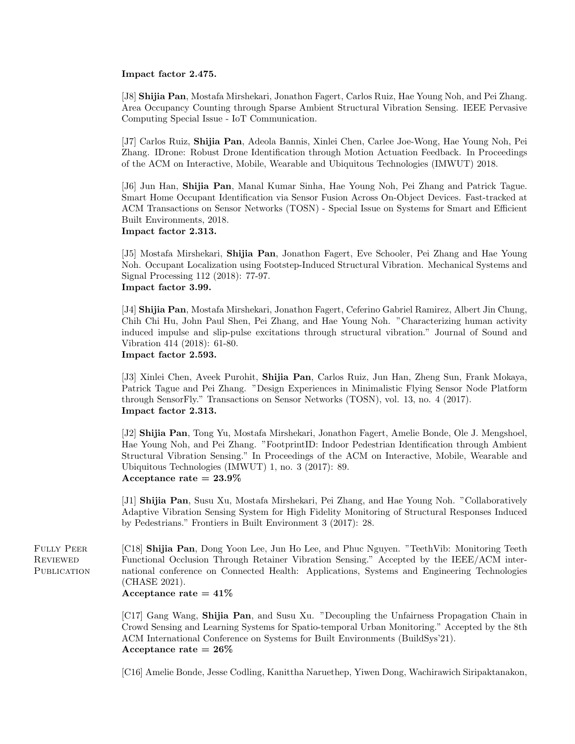**Impact factor 2.475.**

[J8] **Shijia Pan**, Mostafa Mirshekari, Jonathon Fagert, Carlos Ruiz, Hae Young Noh, and Pei Zhang. Area Occupancy Counting through Sparse Ambient Structural Vibration Sensing. IEEE Pervasive Computing Special Issue - IoT Communication.

[J7] Carlos Ruiz, **Shijia Pan**, Adeola Bannis, Xinlei Chen, Carlee Joe-Wong, Hae Young Noh, Pei Zhang. IDrone: Robust Drone Identification through Motion Actuation Feedback. In Proceedings of the ACM on Interactive, Mobile, Wearable and Ubiquitous Technologies (IMWUT) 2018.

[J6] Jun Han, **Shijia Pan**, Manal Kumar Sinha, Hae Young Noh, Pei Zhang and Patrick Tague. Smart Home Occupant Identification via Sensor Fusion Across On-Object Devices. Fast-tracked at ACM Transactions on Sensor Networks (TOSN) - Special Issue on Systems for Smart and Efficient Built Environments, 2018.
**Impact factor 2.313.**

[J5] Mostafa Mirshekari, **Shijia Pan**, Jonathon Fagert, Eve Schooler, Pei Zhang and Hae Young Noh. Occupant Localization using Footstep-Induced Structural Vibration. Mechanical Systems and Signal Processing 112 (2018): 77-97.
**Impact factor 3.99.**

[J4] **Shijia Pan**, Mostafa Mirshekari, Jonathon Fagert, Ceferino Gabriel Ramirez, Albert Jin Chung, Chih Chi Hu, John Paul Shen, Pei Zhang, and Hae Young Noh. "Characterizing human activity induced impulse and slip-pulse excitations through structural vibration." Journal of Sound and Vibration 414 (2018): 61-80.
**Impact factor 2.593.**

[J3] Xinlei Chen, Aveek Purohit, **Shijia Pan**, Carlos Ruiz, Jun Han, Zheng Sun, Frank Mokaya, Patrick Tague and Pei Zhang. "Design Experiences in Minimalistic Flying Sensor Node Platform through SensorFly." Transactions on Sensor Networks (TOSN), vol. 13, no. 4 (2017).
**Impact factor 2.313.**

[J2] **Shijia Pan**, Tong Yu, Mostafa Mirshekari, Jonathon Fagert, Amelie Bonde, Ole J. Mengshoel, Hae Young Noh, and Pei Zhang. "FootprintID: Indoor Pedestrian Identification through Ambient Structural Vibration Sensing." In Proceedings of the ACM on Interactive, Mobile, Wearable and Ubiquitous Technologies (IMWUT) 1, no. 3 (2017): 89.
**Acceptance rate = 23.9%**

[J1] **Shijia Pan**, Susu Xu, Mostafa Mirshekari, Pei Zhang, and Hae Young Noh. "Collaboratively Adaptive Vibration Sensing System for High Fidelity Monitoring of Structural Responses Induced by Pedestrians." Frontiers in Built Environment 3 (2017): 28.

## Fully Peer Reviewed Publication

[C18] **Shijia Pan**, Dong Yoon Lee, Jun Ho Lee, and Phuc Nguyen. "TeethVib: Monitoring Teeth Functional Occlusion Through Retainer Vibration Sensing." Accepted by the IEEE/ACM international conference on Connected Health: Applications, Systems and Engineering Technologies (CHASE 2021).
**Acceptance rate = 41%**

[C17] Gang Wang, **Shijia Pan**, and Susu Xu. "Decoupling the Unfairness Propagation Chain in Crowd Sensing and Learning Systems for Spatio-temporal Urban Monitoring." Accepted by the 8th ACM International Conference on Systems for Built Environments (BuildSys'21).
**Acceptance rate = 26%**

[C16] Amelie Bonde, Jesse Codling, Kanittha Naruethep, Yiwen Dong, Wachirawich Siripaktanakon,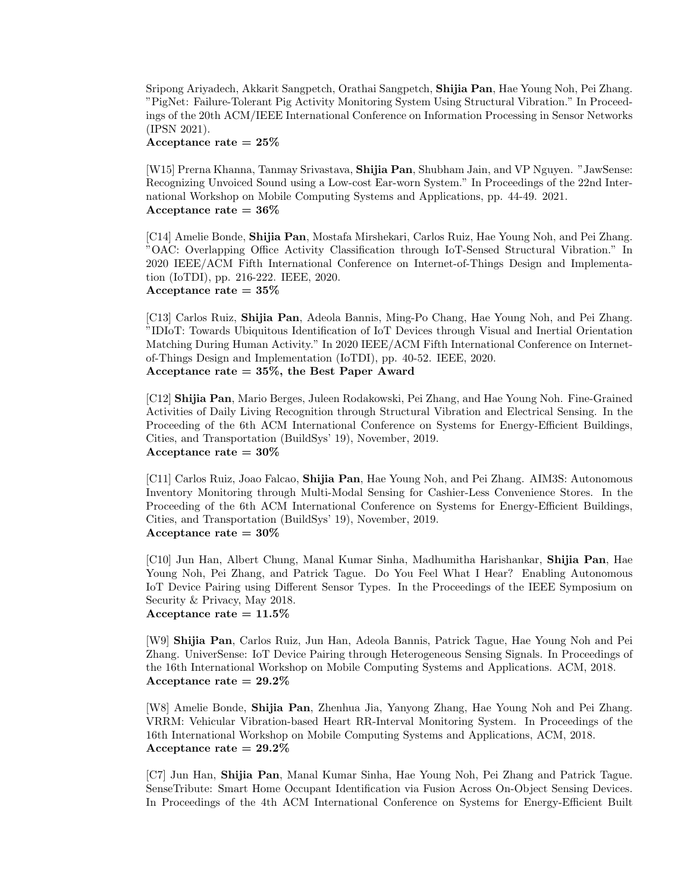Sripong Ariyadech, Akkarit Sangpetch, Orathai Sangpetch, **Shijia Pan**, Hae Young Noh, Pei Zhang. "PigNet: Failure-Tolerant Pig Activity Monitoring System Using Structural Vibration." In Proceedings of the 20th ACM/IEEE International Conference on Information Processing in Sensor Networks (IPSN 2021).
**Acceptance rate = 25%**

[W15] Prerna Khanna, Tanmay Srivastava, **Shijia Pan**, Shubham Jain, and VP Nguyen. "JawSense: Recognizing Unvoiced Sound using a Low-cost Ear-worn System." In Proceedings of the 22nd International Workshop on Mobile Computing Systems and Applications, pp. 44-49. 2021.
**Acceptance rate = 36%**

[C14] Amelie Bonde, **Shijia Pan**, Mostafa Mirshekari, Carlos Ruiz, Hae Young Noh, and Pei Zhang. "OAC: Overlapping Office Activity Classification through IoT-Sensed Structural Vibration." In 2020 IEEE/ACM Fifth International Conference on Internet-of-Things Design and Implementation (IoTDI), pp. 216-222. IEEE, 2020.
**Acceptance rate = 35%**

[C13] Carlos Ruiz, **Shijia Pan**, Adeola Bannis, Ming-Po Chang, Hae Young Noh, and Pei Zhang. "IDIoT: Towards Ubiquitous Identification of IoT Devices through Visual and Inertial Orientation Matching During Human Activity." In 2020 IEEE/ACM Fifth International Conference on Internet-of-Things Design and Implementation (IoTDI), pp. 40-52. IEEE, 2020.
**Acceptance rate = 35%, the Best Paper Award**

[C12] **Shijia Pan**, Mario Berges, Juleen Rodakowski, Pei Zhang, and Hae Young Noh. Fine-Grained Activities of Daily Living Recognition through Structural Vibration and Electrical Sensing. In the Proceeding of the 6th ACM International Conference on Systems for Energy-Efficient Buildings, Cities, and Transportation (BuildSys' 19), November, 2019.
**Acceptance rate = 30%**

[C11] Carlos Ruiz, Joao Falcao, **Shijia Pan**, Hae Young Noh, and Pei Zhang. AIM3S: Autonomous Inventory Monitoring through Multi-Modal Sensing for Cashier-Less Convenience Stores. In the Proceeding of the 6th ACM International Conference on Systems for Energy-Efficient Buildings, Cities, and Transportation (BuildSys' 19), November, 2019.
**Acceptance rate = 30%**

[C10] Jun Han, Albert Chung, Manal Kumar Sinha, Madhumitha Harishankar, **Shijia Pan**, Hae Young Noh, Pei Zhang, and Patrick Tague. Do You Feel What I Hear? Enabling Autonomous IoT Device Pairing using Different Sensor Types. In the Proceedings of the IEEE Symposium on Security & Privacy, May 2018.
**Acceptance rate = 11.5%**

[W9] **Shijia Pan**, Carlos Ruiz, Jun Han, Adeola Bannis, Patrick Tague, Hae Young Noh and Pei Zhang. UniverSense: IoT Device Pairing through Heterogeneous Sensing Signals. In Proceedings of the 16th International Workshop on Mobile Computing Systems and Applications. ACM, 2018.
**Acceptance rate = 29.2%**

[W8] Amelie Bonde, **Shijia Pan**, Zhenhua Jia, Yanyong Zhang, Hae Young Noh and Pei Zhang. VRRM: Vehicular Vibration-based Heart RR-Interval Monitoring System. In Proceedings of the 16th International Workshop on Mobile Computing Systems and Applications, ACM, 2018.
**Acceptance rate = 29.2%**

[C7] Jun Han, **Shijia Pan**, Manal Kumar Sinha, Hae Young Noh, Pei Zhang and Patrick Tague. SenseTribute: Smart Home Occupant Identification via Fusion Across On-Object Sensing Devices. In Proceedings of the 4th ACM International Conference on Systems for Energy-Efficient Built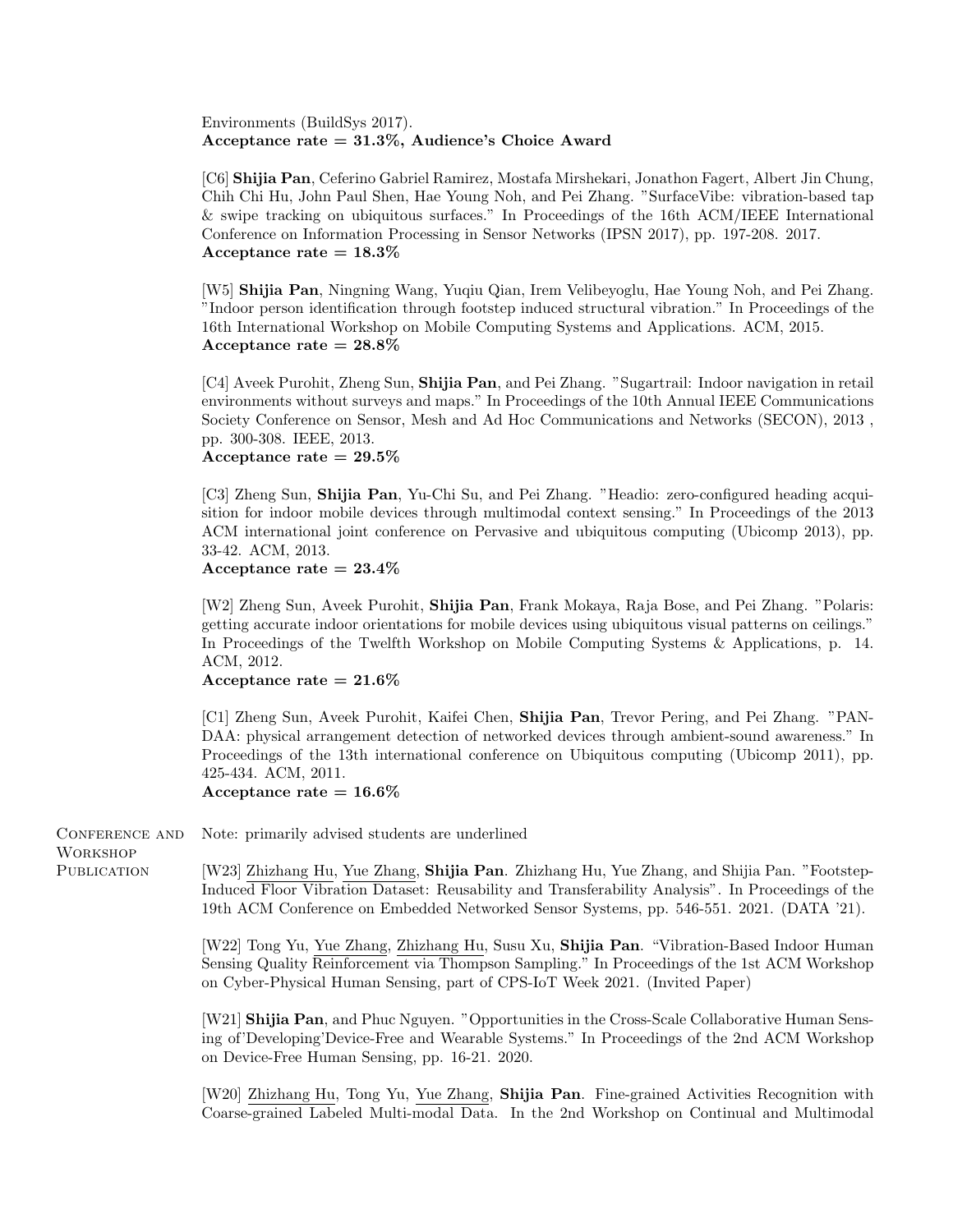Environments (BuildSys 2017).
**Acceptance rate = 31.3%, Audience's Choice Award**

[C6] **Shijia Pan**, Ceferino Gabriel Ramirez, Mostafa Mirshekari, Jonathon Fagert, Albert Jin Chung, Chih Chi Hu, John Paul Shen, Hae Young Noh, and Pei Zhang. "SurfaceVibe: vibration-based tap & swipe tracking on ubiquitous surfaces." In Proceedings of the 16th ACM/IEEE International Conference on Information Processing in Sensor Networks (IPSN 2017), pp. 197-208. 2017.
**Acceptance rate = 18.3%**

[W5] **Shijia Pan**, Ningning Wang, Yuqiu Qian, Irem Velibeyoglu, Hae Young Noh, and Pei Zhang. "Indoor person identification through footstep induced structural vibration." In Proceedings of the 16th International Workshop on Mobile Computing Systems and Applications. ACM, 2015.
**Acceptance rate = 28.8%**

[C4] Aveek Purohit, Zheng Sun, **Shijia Pan**, and Pei Zhang. "Sugartrail: Indoor navigation in retail environments without surveys and maps." In Proceedings of the 10th Annual IEEE Communications Society Conference on Sensor, Mesh and Ad Hoc Communications and Networks (SECON), 2013 , pp. 300-308. IEEE, 2013.
**Acceptance rate = 29.5%**

[C3] Zheng Sun, **Shijia Pan**, Yu-Chi Su, and Pei Zhang. "Headio: zero-configured heading acquisition for indoor mobile devices through multimodal context sensing." In Proceedings of the 2013 ACM international joint conference on Pervasive and ubiquitous computing (Ubicomp 2013), pp. 33-42. ACM, 2013.
**Acceptance rate = 23.4%**

[W2] Zheng Sun, Aveek Purohit, **Shijia Pan**, Frank Mokaya, Raja Bose, and Pei Zhang. "Polaris: getting accurate indoor orientations for mobile devices using ubiquitous visual patterns on ceilings." In Proceedings of the Twelfth Workshop on Mobile Computing Systems & Applications, p. 14. ACM, 2012.
**Acceptance rate = 21.6%**

[C1] Zheng Sun, Aveek Purohit, Kaifei Chen, **Shijia Pan**, Trevor Pering, and Pei Zhang. "PANDAA: physical arrangement detection of networked devices through ambient-sound awareness." In Proceedings of the 13th international conference on Ubiquitous computing (Ubicomp 2011), pp. 425-434. ACM, 2011.
**Acceptance rate = 16.6%**

## Conference and Workshop Publication

Note: primarily advised students are underlined

[W23] Zhizhang Hu, Yue Zhang, **Shijia Pan**. Zhizhang Hu, Yue Zhang, and Shijia Pan. "Footstep-Induced Floor Vibration Dataset: Reusability and Transferability Analysis". In Proceedings of the 19th ACM Conference on Embedded Networked Sensor Systems, pp. 546-551. 2021. (DATA '21).

[W22] Tong Yu, Yue Zhang, Zhizhang Hu, Susu Xu, **Shijia Pan**. "Vibration-Based Indoor Human Sensing Quality Reinforcement via Thompson Sampling." In Proceedings of the 1st ACM Workshop on Cyber-Physical Human Sensing, part of CPS-IoT Week 2021. (Invited Paper)

[W21] **Shijia Pan**, and Phuc Nguyen. "Opportunities in the Cross-Scale Collaborative Human Sensing of'Developing'Device-Free and Wearable Systems." In Proceedings of the 2nd ACM Workshop on Device-Free Human Sensing, pp. 16-21. 2020.

[W20] Zhizhang Hu, Tong Yu, Yue Zhang, **Shijia Pan**. Fine-grained Activities Recognition with Coarse-grained Labeled Multi-modal Data. In the 2nd Workshop on Continual and Multimodal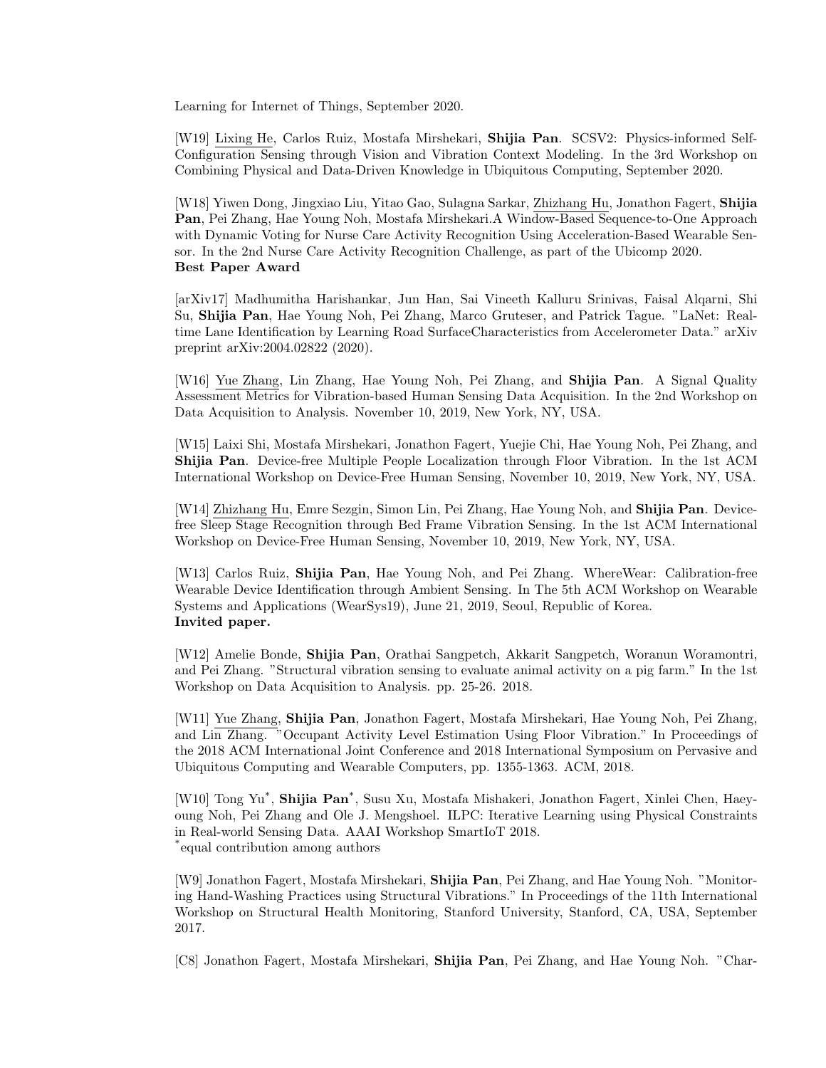Learning for Internet of Things, September 2020.

[W19] Lixing He, Carlos Ruiz, Mostafa Mirshekari, **Shijia Pan**. SCSV2: Physics-informed Self-Configuration Sensing through Vision and Vibration Context Modeling. In the 3rd Workshop on Combining Physical and Data-Driven Knowledge in Ubiquitous Computing, September 2020.

[W18] Yiwen Dong, Jingxiao Liu, Yitao Gao, Sulagna Sarkar, Zhizhang Hu, Jonathon Fagert, **Shijia Pan**, Pei Zhang, Hae Young Noh, Mostafa Mirshekari.A Window-Based Sequence-to-One Approach with Dynamic Voting for Nurse Care Activity Recognition Using Acceleration-Based Wearable Sensor. In the 2nd Nurse Care Activity Recognition Challenge, as part of the Ubicomp 2020.
**Best Paper Award**

[arXiv17] Madhumitha Harishankar, Jun Han, Sai Vineeth Kalluru Srinivas, Faisal Alqarni, Shi Su, **Shijia Pan**, Hae Young Noh, Pei Zhang, Marco Gruteser, and Patrick Tague. "LaNet: Real-time Lane Identification by Learning Road SurfaceCharacteristics from Accelerometer Data." arXiv preprint arXiv:2004.02822 (2020).

[W16] Yue Zhang, Lin Zhang, Hae Young Noh, Pei Zhang, and **Shijia Pan**. A Signal Quality Assessment Metrics for Vibration-based Human Sensing Data Acquisition. In the 2nd Workshop on Data Acquisition to Analysis. November 10, 2019, New York, NY, USA.

[W15] Laixi Shi, Mostafa Mirshekari, Jonathon Fagert, Yuejie Chi, Hae Young Noh, Pei Zhang, and **Shijia Pan**. Device-free Multiple People Localization through Floor Vibration. In the 1st ACM International Workshop on Device-Free Human Sensing, November 10, 2019, New York, NY, USA.

[W14] Zhizhang Hu, Emre Sezgin, Simon Lin, Pei Zhang, Hae Young Noh, and **Shijia Pan**. Device-free Sleep Stage Recognition through Bed Frame Vibration Sensing. In the 1st ACM International Workshop on Device-Free Human Sensing, November 10, 2019, New York, NY, USA.

[W13] Carlos Ruiz, **Shijia Pan**, Hae Young Noh, and Pei Zhang. WhereWear: Calibration-free Wearable Device Identification through Ambient Sensing. In The 5th ACM Workshop on Wearable Systems and Applications (WearSys19), June 21, 2019, Seoul, Republic of Korea.
**Invited paper.**

[W12] Amelie Bonde, **Shijia Pan**, Orathai Sangpetch, Akkarit Sangpetch, Woranun Woramontri, and Pei Zhang. "Structural vibration sensing to evaluate animal activity on a pig farm." In the 1st Workshop on Data Acquisition to Analysis. pp. 25-26. 2018.

[W11] Yue Zhang, **Shijia Pan**, Jonathon Fagert, Mostafa Mirshekari, Hae Young Noh, Pei Zhang, and Lin Zhang. "Occupant Activity Level Estimation Using Floor Vibration." In Proceedings of the 2018 ACM International Joint Conference and 2018 International Symposium on Pervasive and Ubiquitous Computing and Wearable Computers, pp. 1355-1363. ACM, 2018.

[W10] Tong Yu*, **Shijia Pan***, Susu Xu, Mostafa Mishakeri, Jonathon Fagert, Xinlei Chen, Haeyoung Noh, Pei Zhang and Ole J. Mengshoel. ILPC: Iterative Learning using Physical Constraints in Real-world Sensing Data. AAAI Workshop SmartIoT 2018.
*equal contribution among authors

[W9] Jonathon Fagert, Mostafa Mirshekari, **Shijia Pan**, Pei Zhang, and Hae Young Noh. "Monitoring Hand-Washing Practices using Structural Vibrations." In Proceedings of the 11th International Workshop on Structural Health Monitoring, Stanford University, Stanford, CA, USA, September 2017.

[C8] Jonathon Fagert, Mostafa Mirshekari, **Shijia Pan**, Pei Zhang, and Hae Young Noh. "Char-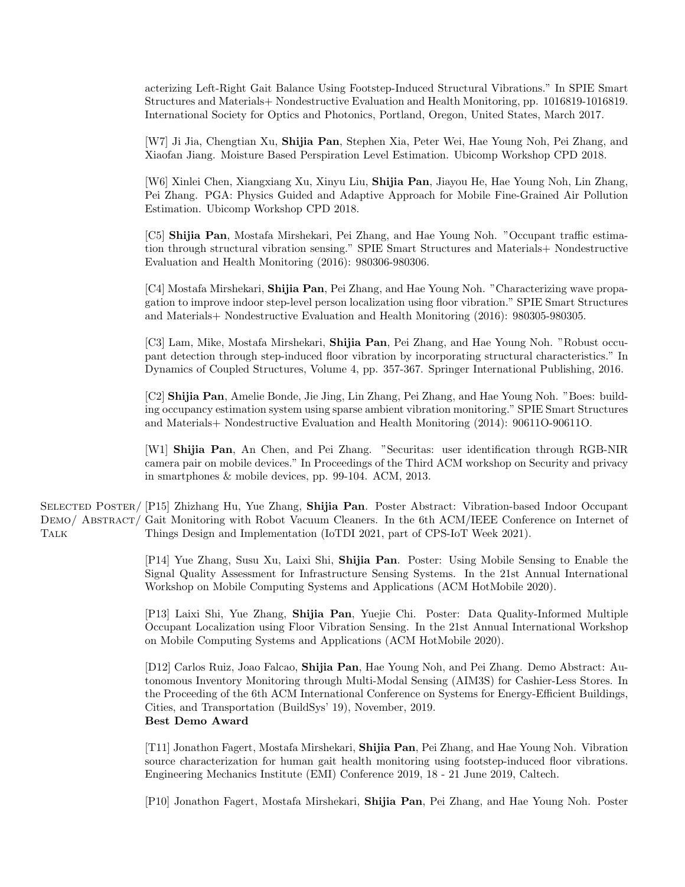acterizing Left-Right Gait Balance Using Footstep-Induced Structural Vibrations." In SPIE Smart Structures and Materials+ Nondestructive Evaluation and Health Monitoring, pp. 1016819-1016819. International Society for Optics and Photonics, Portland, Oregon, United States, March 2017.

[W7] Ji Jia, Chengtian Xu, **Shijia Pan**, Stephen Xia, Peter Wei, Hae Young Noh, Pei Zhang, and Xiaofan Jiang. Moisture Based Perspiration Level Estimation. Ubicomp Workshop CPD 2018.

[W6] Xinlei Chen, Xiangxiang Xu, Xinyu Liu, **Shijia Pan**, Jiayou He, Hae Young Noh, Lin Zhang, Pei Zhang. PGA: Physics Guided and Adaptive Approach for Mobile Fine-Grained Air Pollution Estimation. Ubicomp Workshop CPD 2018.

[C5] **Shijia Pan**, Mostafa Mirshekari, Pei Zhang, and Hae Young Noh. "Occupant traffic estimation through structural vibration sensing." SPIE Smart Structures and Materials+ Nondestructive Evaluation and Health Monitoring (2016): 980306-980306.

[C4] Mostafa Mirshekari, **Shijia Pan**, Pei Zhang, and Hae Young Noh. "Characterizing wave propagation to improve indoor step-level person localization using floor vibration." SPIE Smart Structures and Materials+ Nondestructive Evaluation and Health Monitoring (2016): 980305-980305.

[C3] Lam, Mike, Mostafa Mirshekari, **Shijia Pan**, Pei Zhang, and Hae Young Noh. "Robust occupant detection through step-induced floor vibration by incorporating structural characteristics." In Dynamics of Coupled Structures, Volume 4, pp. 357-367. Springer International Publishing, 2016.

[C2] **Shijia Pan**, Amelie Bonde, Jie Jing, Lin Zhang, Pei Zhang, and Hae Young Noh. "Boes: building occupancy estimation system using sparse ambient vibration monitoring." SPIE Smart Structures and Materials+ Nondestructive Evaluation and Health Monitoring (2014): 90611O-90611O.

[W1] **Shijia Pan**, An Chen, and Pei Zhang. "Securitas: user identification through RGB-NIR camera pair on mobile devices." In Proceedings of the Third ACM workshop on Security and privacy in smartphones & mobile devices, pp. 99-104. ACM, 2013.

## Selected Poster/ Demo/ Abstract/ Talk

[P15] Zhizhang Hu, Yue Zhang, **Shijia Pan**. Poster Abstract: Vibration-based Indoor Occupant Gait Monitoring with Robot Vacuum Cleaners. In the 6th ACM/IEEE Conference on Internet of Things Design and Implementation (IoTDI 2021, part of CPS-IoT Week 2021).

[P14] Yue Zhang, Susu Xu, Laixi Shi, **Shijia Pan**. Poster: Using Mobile Sensing to Enable the Signal Quality Assessment for Infrastructure Sensing Systems. In the 21st Annual International Workshop on Mobile Computing Systems and Applications (ACM HotMobile 2020).

[P13] Laixi Shi, Yue Zhang, **Shijia Pan**, Yuejie Chi. Poster: Data Quality-Informed Multiple Occupant Localization using Floor Vibration Sensing. In the 21st Annual International Workshop on Mobile Computing Systems and Applications (ACM HotMobile 2020).

[D12] Carlos Ruiz, Joao Falcao, **Shijia Pan**, Hae Young Noh, and Pei Zhang. Demo Abstract: Autonomous Inventory Monitoring through Multi-Modal Sensing (AIM3S) for Cashier-Less Stores. In the Proceeding of the 6th ACM International Conference on Systems for Energy-Efficient Buildings, Cities, and Transportation (BuildSys' 19), November, 2019.
**Best Demo Award**

[T11] Jonathon Fagert, Mostafa Mirshekari, **Shijia Pan**, Pei Zhang, and Hae Young Noh. Vibration source characterization for human gait health monitoring using footstep-induced floor vibrations. Engineering Mechanics Institute (EMI) Conference 2019, 18 - 21 June 2019, Caltech.

[P10] Jonathon Fagert, Mostafa Mirshekari, **Shijia Pan**, Pei Zhang, and Hae Young Noh. Poster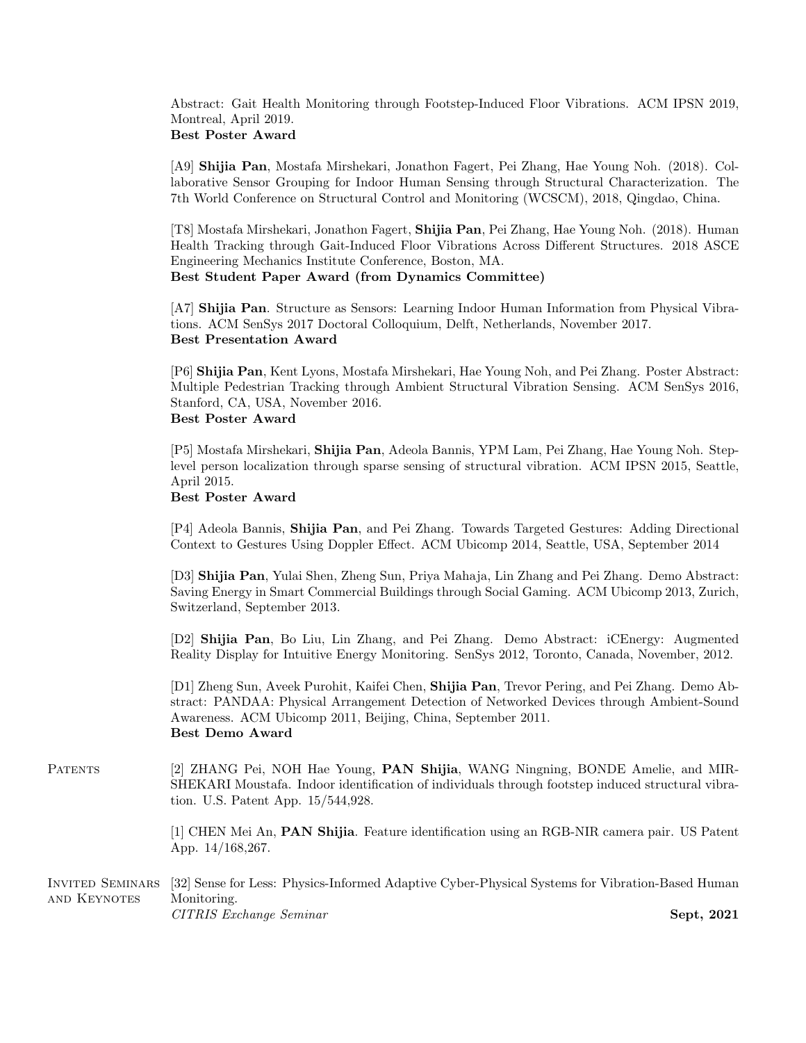Abstract: Gait Health Monitoring through Footstep-Induced Floor Vibrations. ACM IPSN 2019, Montreal, April 2019.
**Best Poster Award**

[A9] **Shijia Pan**, Mostafa Mirshekari, Jonathon Fagert, Pei Zhang, Hae Young Noh. (2018). Collaborative Sensor Grouping for Indoor Human Sensing through Structural Characterization. The 7th World Conference on Structural Control and Monitoring (WCSCM), 2018, Qingdao, China.

[T8] Mostafa Mirshekari, Jonathon Fagert, **Shijia Pan**, Pei Zhang, Hae Young Noh. (2018). Human Health Tracking through Gait-Induced Floor Vibrations Across Different Structures. 2018 ASCE Engineering Mechanics Institute Conference, Boston, MA.
**Best Student Paper Award (from Dynamics Committee)**

[A7] **Shijia Pan**. Structure as Sensors: Learning Indoor Human Information from Physical Vibrations. ACM SenSys 2017 Doctoral Colloquium, Delft, Netherlands, November 2017.
**Best Presentation Award**

[P6] **Shijia Pan**, Kent Lyons, Mostafa Mirshekari, Hae Young Noh, and Pei Zhang. Poster Abstract: Multiple Pedestrian Tracking through Ambient Structural Vibration Sensing. ACM SenSys 2016, Stanford, CA, USA, November 2016.
**Best Poster Award**

[P5] Mostafa Mirshekari, **Shijia Pan**, Adeola Bannis, YPM Lam, Pei Zhang, Hae Young Noh. Step-level person localization through sparse sensing of structural vibration. ACM IPSN 2015, Seattle, April 2015.
**Best Poster Award**

[P4] Adeola Bannis, **Shijia Pan**, and Pei Zhang. Towards Targeted Gestures: Adding Directional Context to Gestures Using Doppler Effect. ACM Ubicomp 2014, Seattle, USA, September 2014

[D3] **Shijia Pan**, Yulai Shen, Zheng Sun, Priya Mahaja, Lin Zhang and Pei Zhang. Demo Abstract: Saving Energy in Smart Commercial Buildings through Social Gaming. ACM Ubicomp 2013, Zurich, Switzerland, September 2013.

[D2] **Shijia Pan**, Bo Liu, Lin Zhang, and Pei Zhang. Demo Abstract: iCEnergy: Augmented Reality Display for Intuitive Energy Monitoring. SenSys 2012, Toronto, Canada, November, 2012.

[D1] Zheng Sun, Aveek Purohit, Kaifei Chen, **Shijia Pan**, Trevor Pering, and Pei Zhang. Demo Abstract: PANDAA: Physical Arrangement Detection of Networked Devices through Ambient-Sound Awareness. ACM Ubicomp 2011, Beijing, China, September 2011.
**Best Demo Award**

## Patents

[2] ZHANG Pei, NOH Hae Young, **PAN Shijia**, WANG Ningning, BONDE Amelie, and MIRSHEKARI Moustafa. Indoor identification of individuals through footstep induced structural vibration. U.S. Patent App. 15/544,928.

[1] CHEN Mei An, **PAN Shijia**. Feature identification using an RGB-NIR camera pair. US Patent App. 14/168,267.

## Invited Seminars and Keynotes

[32] Sense for Less: Physics-Informed Adaptive Cyber-Physical Systems for Vibration-Based Human Monitoring.
*CITRIS Exchange Seminar* — **Sept, 2021**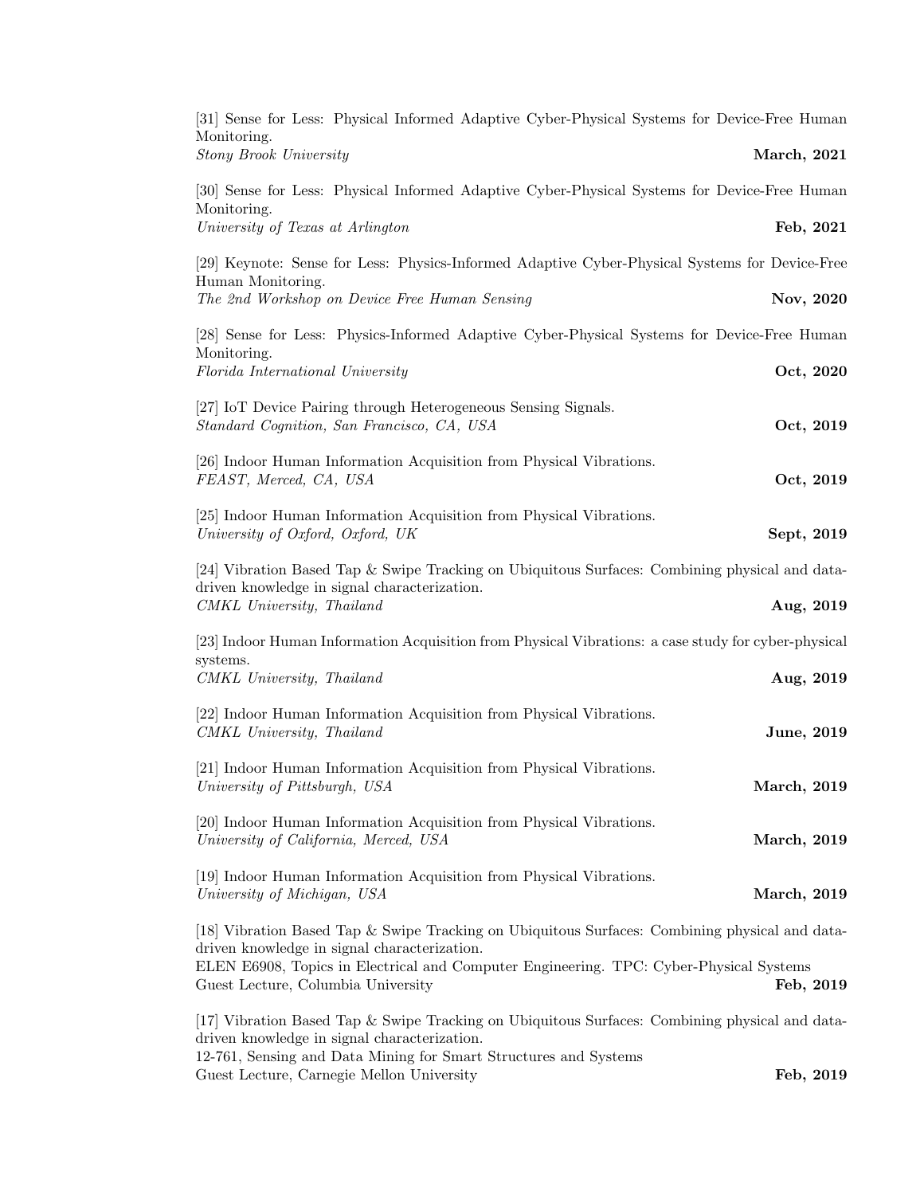[31] Sense for Less: Physical Informed Adaptive Cyber-Physical Systems for Device-Free Human Monitoring.
*Stony Brook University* **March, 2021**

[30] Sense for Less: Physical Informed Adaptive Cyber-Physical Systems for Device-Free Human Monitoring.
*University of Texas at Arlington* **Feb, 2021**

[29] Keynote: Sense for Less: Physics-Informed Adaptive Cyber-Physical Systems for Device-Free Human Monitoring.
*The 2nd Workshop on Device Free Human Sensing* **Nov, 2020**

[28] Sense for Less: Physics-Informed Adaptive Cyber-Physical Systems for Device-Free Human Monitoring.
*Florida International University* **Oct, 2020**

[27] IoT Device Pairing through Heterogeneous Sensing Signals.
*Standard Cognition, San Francisco, CA, USA* **Oct, 2019**

[26] Indoor Human Information Acquisition from Physical Vibrations.
*FEAST, Merced, CA, USA* **Oct, 2019**

[25] Indoor Human Information Acquisition from Physical Vibrations.
*University of Oxford, Oxford, UK* **Sept, 2019**

[24] Vibration Based Tap & Swipe Tracking on Ubiquitous Surfaces: Combining physical and data-driven knowledge in signal characterization.
*CMKL University, Thailand* **Aug, 2019**

[23] Indoor Human Information Acquisition from Physical Vibrations: a case study for cyber-physical systems.
*CMKL University, Thailand* **Aug, 2019**

[22] Indoor Human Information Acquisition from Physical Vibrations.
*CMKL University, Thailand* **June, 2019**

[21] Indoor Human Information Acquisition from Physical Vibrations.
*University of Pittsburgh, USA* **March, 2019**

[20] Indoor Human Information Acquisition from Physical Vibrations.
*University of California, Merced, USA* **March, 2019**

[19] Indoor Human Information Acquisition from Physical Vibrations.
*University of Michigan, USA* **March, 2019**

[18] Vibration Based Tap & Swipe Tracking on Ubiquitous Surfaces: Combining physical and data-driven knowledge in signal characterization.
ELEN E6908, Topics in Electrical and Computer Engineering. TPC: Cyber-Physical Systems
Guest Lecture, Columbia University **Feb, 2019**

[17] Vibration Based Tap & Swipe Tracking on Ubiquitous Surfaces: Combining physical and data-driven knowledge in signal characterization.
12-761, Sensing and Data Mining for Smart Structures and Systems
Guest Lecture, Carnegie Mellon University **Feb, 2019**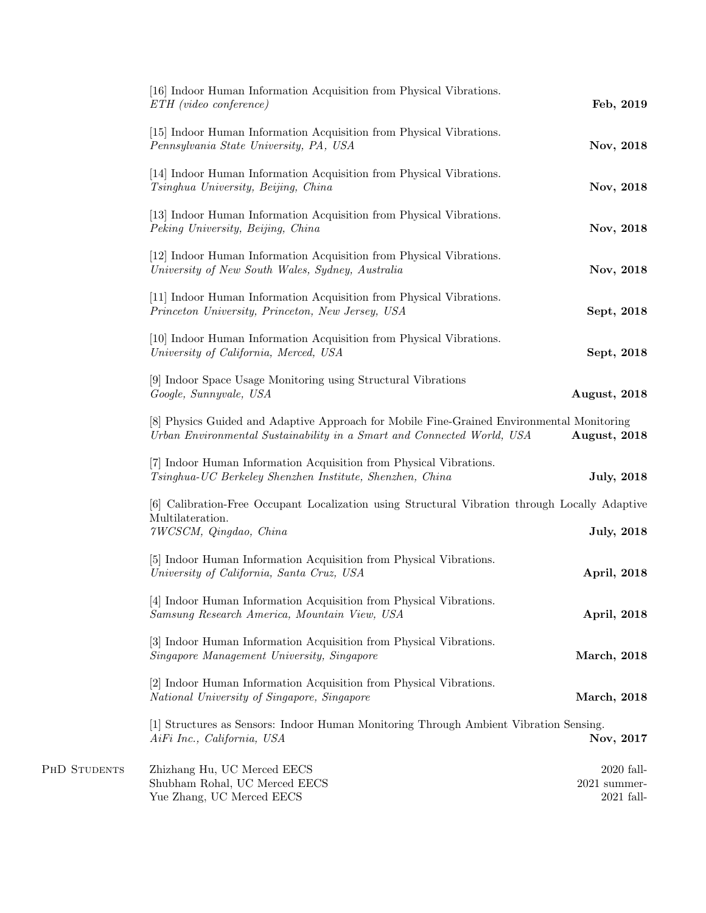[16] Indoor Human Information Acquisition from Physical Vibrations.
*ETH (video conference)* **Feb, 2019**

[15] Indoor Human Information Acquisition from Physical Vibrations.
*Pennsylvania State University, PA, USA* **Nov, 2018**

[14] Indoor Human Information Acquisition from Physical Vibrations.
*Tsinghua University, Beijing, China* **Nov, 2018**

[13] Indoor Human Information Acquisition from Physical Vibrations.
*Peking University, Beijing, China* **Nov, 2018**

[12] Indoor Human Information Acquisition from Physical Vibrations.
*University of New South Wales, Sydney, Australia* **Nov, 2018**

[11] Indoor Human Information Acquisition from Physical Vibrations.
*Princeton University, Princeton, New Jersey, USA* **Sept, 2018**

[10] Indoor Human Information Acquisition from Physical Vibrations.
*University of California, Merced, USA* **Sept, 2018**

[9] Indoor Space Usage Monitoring using Structural Vibrations
*Google, Sunnyvale, USA* **August, 2018**

[8] Physics Guided and Adaptive Approach for Mobile Fine-Grained Environmental Monitoring
*Urban Environmental Sustainability in a Smart and Connected World, USA* **August, 2018**

[7] Indoor Human Information Acquisition from Physical Vibrations.
*Tsinghua-UC Berkeley Shenzhen Institute, Shenzhen, China* **July, 2018**

[6] Calibration-Free Occupant Localization using Structural Vibration through Locally Adaptive Multilateration.
*7WCSCM, Qingdao, China* **July, 2018**

[5] Indoor Human Information Acquisition from Physical Vibrations.
*University of California, Santa Cruz, USA* **April, 2018**

[4] Indoor Human Information Acquisition from Physical Vibrations.
*Samsung Research America, Mountain View, USA* **April, 2018**

[3] Indoor Human Information Acquisition from Physical Vibrations.
*Singapore Management University, Singapore* **March, 2018**

[2] Indoor Human Information Acquisition from Physical Vibrations.
*National University of Singapore, Singapore* **March, 2018**

[1] Structures as Sensors: Indoor Human Monitoring Through Ambient Vibration Sensing.
*AiFi Inc., California, USA* **Nov, 2017**

## PhD Students

Zhizhang Hu, UC Merced EECS 2020 fall-
Shubham Rohal, UC Merced EECS 2021 summer-
Yue Zhang, UC Merced EECS 2021 fall-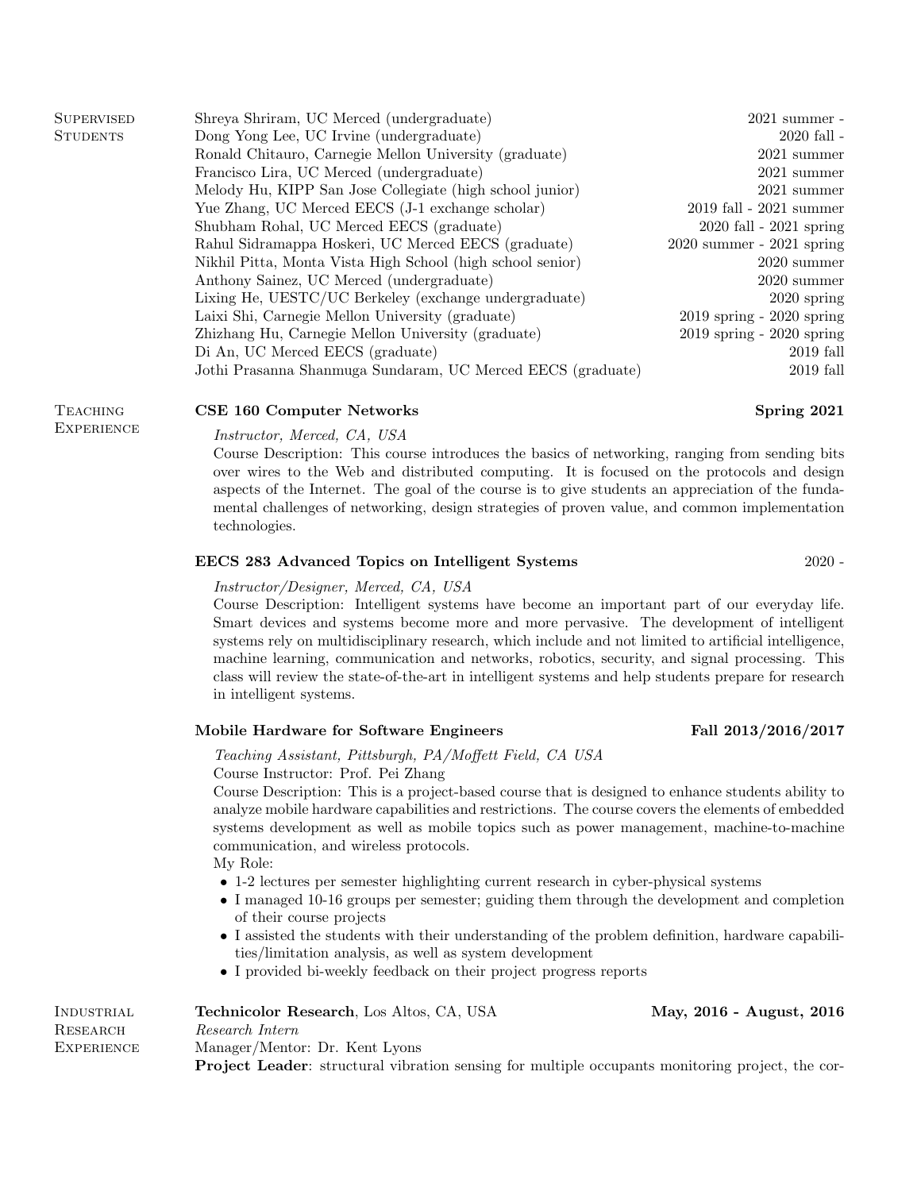## Supervised Students

| | |
|---|---|
| Shreya Shriram, UC Merced (undergraduate) | 2021 summer - |
| Dong Yong Lee, UC Irvine (undergraduate) | 2020 fall - |
| Ronald Chitauro, Carnegie Mellon University (graduate) | 2021 summer |
| Francisco Lira, UC Merced (undergraduate) | 2021 summer |
| Melody Hu, KIPP San Jose Collegiate (high school junior) | 2021 summer |
| Yue Zhang, UC Merced EECS (J-1 exchange scholar) | 2019 fall - 2021 summer |
| Shubham Rohal, UC Merced EECS (graduate) | 2020 fall - 2021 spring |
| Rahul Sidramappa Hoskeri, UC Merced EECS (graduate) | 2020 summer - 2021 spring |
| Nikhil Pitta, Monta Vista High School (high school senior) | 2020 summer |
| Anthony Sainez, UC Merced (undergraduate) | 2020 summer |
| Lixing He, UESTC/UC Berkeley (exchange undergraduate) | 2020 spring |
| Laixi Shi, Carnegie Mellon University (graduate) | 2019 spring - 2020 spring |
| Zhizhang Hu, Carnegie Mellon University (graduate) | 2019 spring - 2020 spring |
| Di An, UC Merced EECS (graduate) | 2019 fall |
| Jothi Prasanna Shanmuga Sundaram, UC Merced EECS (graduate) | 2019 fall |

## Teaching Experience

**CSE 160 Computer Networks** — **Spring 2021**

*Instructor, Merced, CA, USA*
Course Description: This course introduces the basics of networking, ranging from sending bits over wires to the Web and distributed computing. It is focused on the protocols and design aspects of the Internet. The goal of the course is to give students an appreciation of the fundamental challenges of networking, design strategies of proven value, and common implementation technologies.

**EECS 283 Advanced Topics on Intelligent Systems** — 2020 -

*Instructor/Designer, Merced, CA, USA*
Course Description: Intelligent systems have become an important part of our everyday life. Smart devices and systems become more and more pervasive. The development of intelligent systems rely on multidisciplinary research, which include and not limited to artificial intelligence, machine learning, communication and networks, robotics, security, and signal processing. This class will review the state-of-the-art in intelligent systems and help students prepare for research in intelligent systems.

**Mobile Hardware for Software Engineers** — **Fall 2013/2016/2017**

*Teaching Assistant, Pittsburgh, PA/Moffett Field, CA USA*
Course Instructor: Prof. Pei Zhang
Course Description: This is a project-based course that is designed to enhance students ability to analyze mobile hardware capabilities and restrictions. The course covers the elements of embedded systems development as well as mobile topics such as power management, machine-to-machine communication, and wireless protocols.
My Role:

- 1-2 lectures per semester highlighting current research in cyber-physical systems
- I managed 10-16 groups per semester; guiding them through the development and completion of their course projects
- I assisted the students with their understanding of the problem definition, hardware capabilities/limitation analysis, as well as system development
- I provided bi-weekly feedback on their project progress reports

## Industrial Research Experience

**Technicolor Research**, Los Altos, CA, USA — **May, 2016 - August, 2016**

*Research Intern*
Manager/Mentor: Dr. Kent Lyons
**Project Leader**: structural vibration sensing for multiple occupants monitoring project, the cor-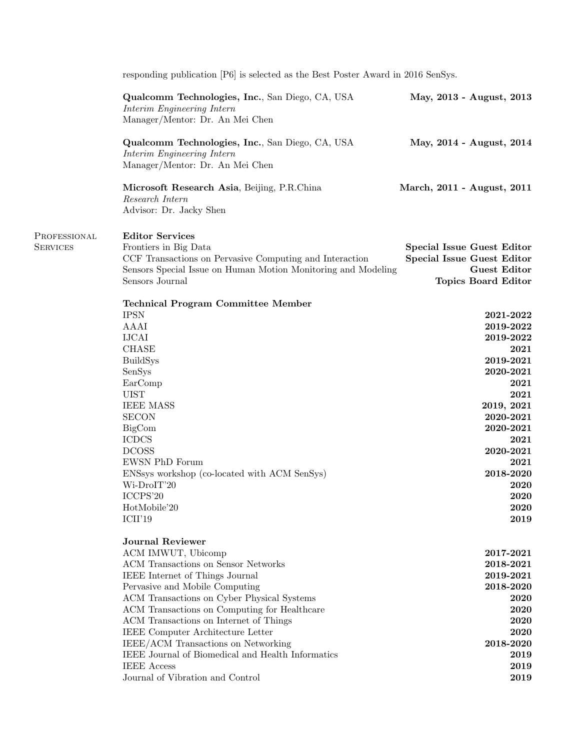responding publication [P6] is selected as the Best Poster Award in 2016 SenSys.

**Qualcomm Technologies, Inc.**, San Diego, CA, USA — **May, 2013 - August, 2013**
*Interim Engineering Intern*
Manager/Mentor: Dr. An Mei Chen

**Qualcomm Technologies, Inc.**, San Diego, CA, USA — **May, 2014 - August, 2014**
*Interim Engineering Intern*
Manager/Mentor: Dr. An Mei Chen

**Microsoft Research Asia**, Beijing, P.R.China — **March, 2011 - August, 2011**
*Research Intern*
Advisor: Dr. Jacky Shen

## Professional Services

**Editor Services**

| | |
|---|---|
| Frontiers in Big Data | **Special Issue Guest Editor** |
| CCF Transactions on Pervasive Computing and Interaction | **Special Issue Guest Editor** |
| Sensors Special Issue on Human Motion Monitoring and Modeling | **Guest Editor** |
| Sensors Journal | **Topics Board Editor** |

**Technical Program Committee Member**

| | |
|---|---|
| IPSN | **2021-2022** |
| AAAI | **2019-2022** |
| IJCAI | **2019-2022** |
| CHASE | **2021** |
| BuildSys | **2019-2021** |
| SenSys | **2020-2021** |
| EarComp | **2021** |
| UIST | **2021** |
| IEEE MASS | **2019, 2021** |
| SECON | **2020-2021** |
| BigCom | **2020-2021** |
| ICDCS | **2021** |
| DCOSS | **2020-2021** |
| EWSN PhD Forum | **2021** |
| ENSsys workshop (co-located with ACM SenSys) | **2018-2020** |
| Wi-DroIT'20 | **2020** |
| ICCPS'20 | **2020** |
| HotMobile'20 | **2020** |
| ICII'19 | **2019** |

**Journal Reviewer**

| | |
|---|---|
| ACM IMWUT, Ubicomp | **2017-2021** |
| ACM Transactions on Sensor Networks | **2018-2021** |
| IEEE Internet of Things Journal | **2019-2021** |
| Pervasive and Mobile Computing | **2018-2020** |
| ACM Transactions on Cyber Physical Systems | **2020** |
| ACM Transactions on Computing for Healthcare | **2020** |
| ACM Transactions on Internet of Things | **2020** |
| IEEE Computer Architecture Letter | **2020** |
| IEEE/ACM Transactions on Networking | **2018-2020** |
| IEEE Journal of Biomedical and Health Informatics | **2019** |
| IEEE Access | **2019** |
| Journal of Vibration and Control | **2019** |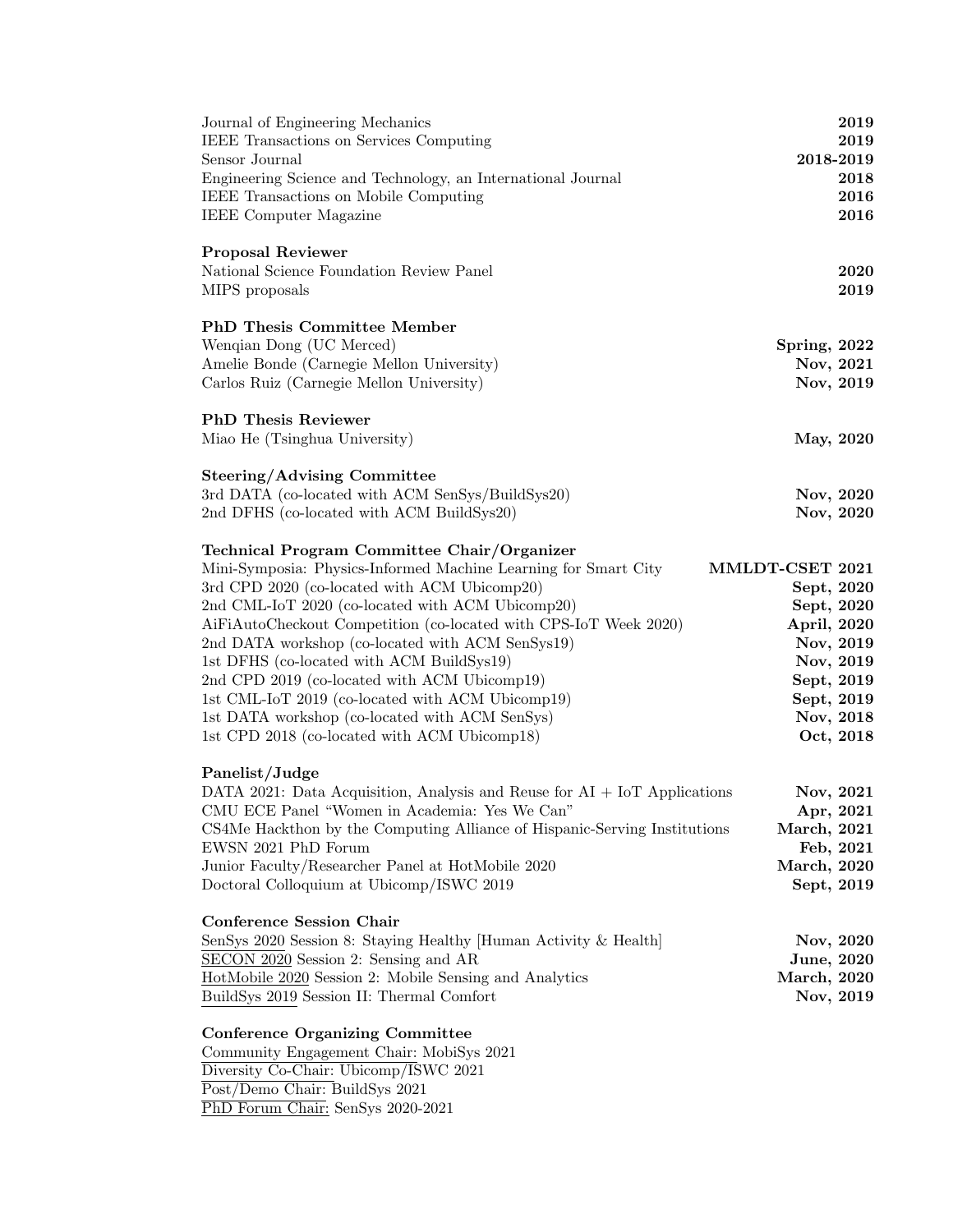Journal of Engineering Mechanics **2019**
IEEE Transactions on Services Computing **2019**
Sensor Journal **2018-2019**
Engineering Science and Technology, an International Journal **2018**
IEEE Transactions on Mobile Computing **2016**
IEEE Computer Magazine **2016**

**Proposal Reviewer**
National Science Foundation Review Panel **2020**
MIPS proposals **2019**

**PhD Thesis Committee Member**
Wenqian Dong (UC Merced) **Spring, 2022**
Amelie Bonde (Carnegie Mellon University) **Nov, 2021**
Carlos Ruiz (Carnegie Mellon University) **Nov, 2019**

**PhD Thesis Reviewer**
Miao He (Tsinghua University) **May, 2020**

**Steering/Advising Committee**
3rd DATA (co-located with ACM SenSys/BuildSys20) **Nov, 2020**
2nd DFHS (co-located with ACM BuildSys20) **Nov, 2020**

**Technical Program Committee Chair/Organizer**
Mini-Symposia: Physics-Informed Machine Learning for Smart City **MMLDT-CSET 2021**
3rd CPD 2020 (co-located with ACM Ubicomp20) **Sept, 2020**
2nd CML-IoT 2020 (co-located with ACM Ubicomp20) **Sept, 2020**
AiFiAutoCheckout Competition (co-located with CPS-IoT Week 2020) **April, 2020**
2nd DATA workshop (co-located with ACM SenSys19) **Nov, 2019**
1st DFHS (co-located with ACM BuildSys19) **Nov, 2019**
2nd CPD 2019 (co-located with ACM Ubicomp19) **Sept, 2019**
1st CML-IoT 2019 (co-located with ACM Ubicomp19) **Sept, 2019**
1st DATA workshop (co-located with ACM SenSys) **Nov, 2018**
1st CPD 2018 (co-located with ACM Ubicomp18) **Oct, 2018**

**Panelist/Judge**
DATA 2021: Data Acquisition, Analysis and Reuse for AI + IoT Applications **Nov, 2021**
CMU ECE Panel "Women in Academia: Yes We Can" **Apr, 2021**
CS4Me Hackthon by the Computing Alliance of Hispanic-Serving Institutions **March, 2021**
EWSN 2021 PhD Forum **Feb, 2021**
Junior Faculty/Researcher Panel at HotMobile 2020 **March, 2020**
Doctoral Colloquium at Ubicomp/ISWC 2019 **Sept, 2019**

**Conference Session Chair**
SenSys 2020 Session 8: Staying Healthy [Human Activity & Health] **Nov, 2020**
SECON 2020 Session 2: Sensing and AR **June, 2020**
HotMobile 2020 Session 2: Mobile Sensing and Analytics **March, 2020**
BuildSys 2019 Session II: Thermal Comfort **Nov, 2019**

**Conference Organizing Committee**
Community Engagement Chair: MobiSys 2021
Diversity Co-Chair: Ubicomp/ISWC 2021
Post/Demo Chair: BuildSys 2021
PhD Forum Chair: SenSys 2020-2021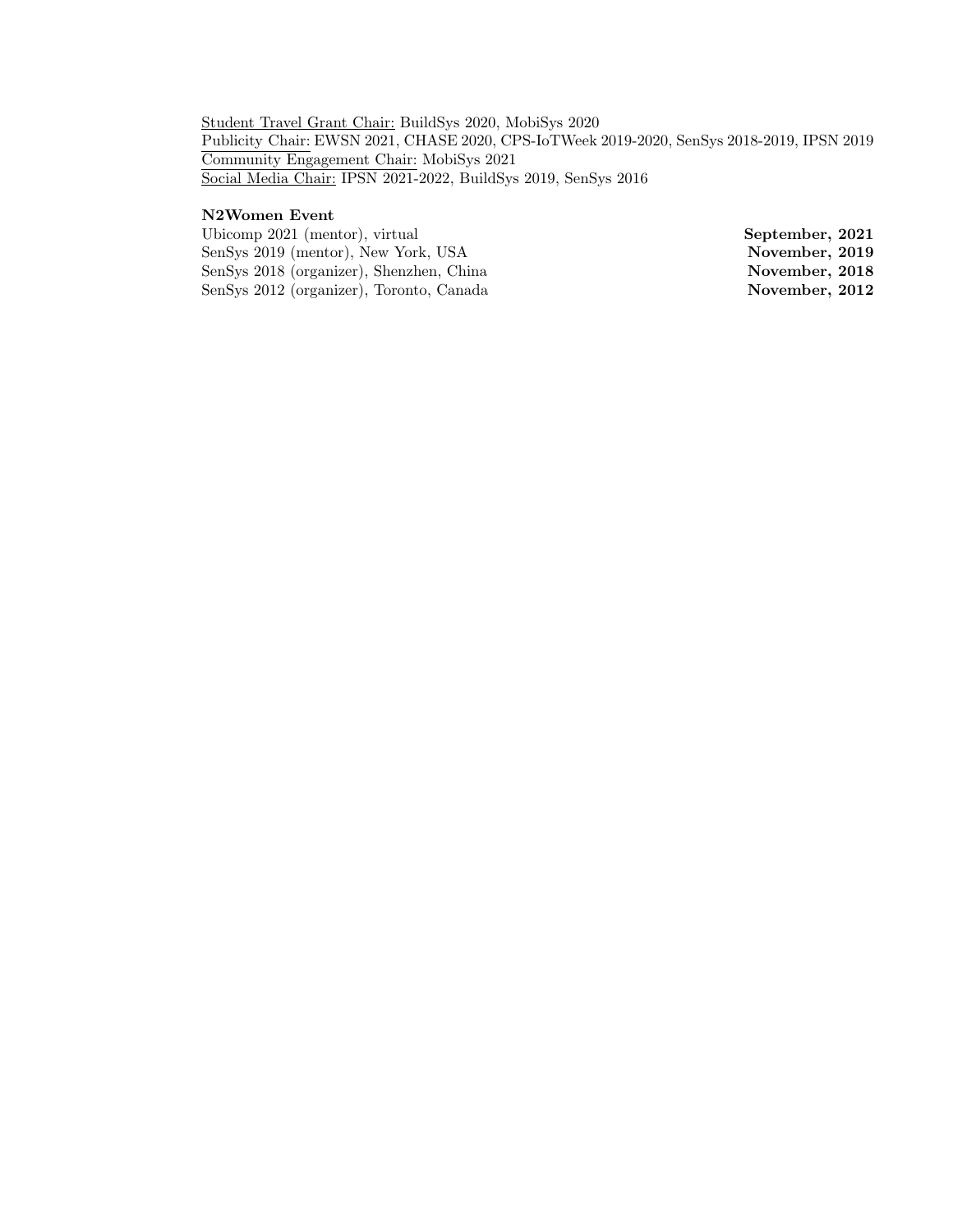<u>Student Travel Grant Chair:</u> BuildSys 2020, MobiSys 2020
<u>Publicity Chair:</u> EWSN 2021, CHASE 2020, CPS-IoTWeek 2019-2020, SenSys 2018-2019, IPSN 2019
<u>Community Engagement Chair:</u> MobiSys 2021
<u>Social Media Chair:</u> IPSN 2021-2022, BuildSys 2019, SenSys 2016

**N2Women Event**

Ubicomp 2021 (mentor), virtual — **September, 2021**
SenSys 2019 (mentor), New York, USA — **November, 2019**
SenSys 2018 (organizer), Shenzhen, China — **November, 2018**
SenSys 2012 (organizer), Toronto, Canada — **November, 2012**